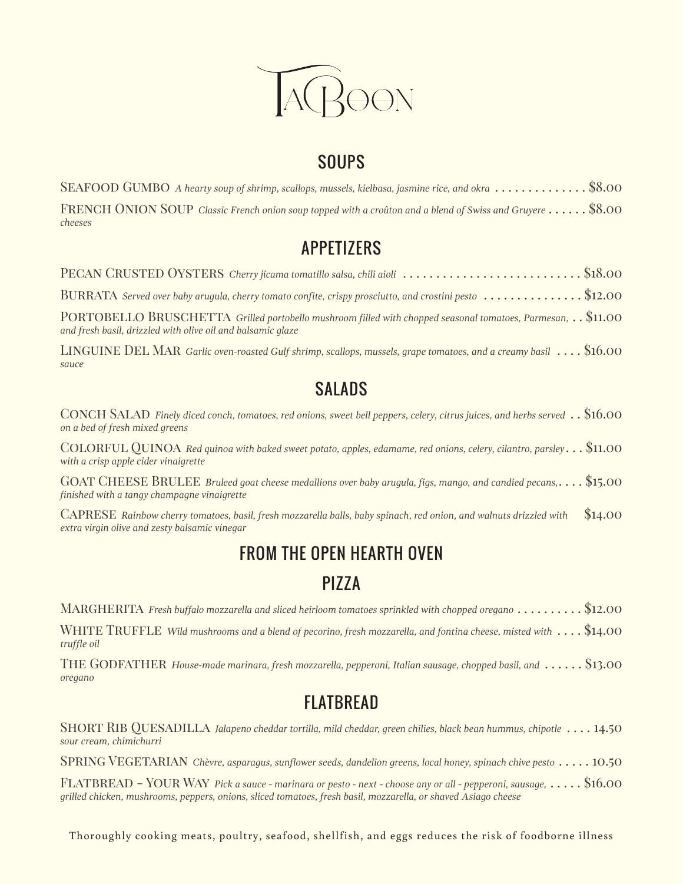# TACBOON

## SOUPS

**SEAFOOD GUMBO** *A hearty soup of shrimp, scallops, mussels, kielbasa, jasmine rice, and okra* .............. $8.00

**FRENCH ONION SOUP** *Classic French onion soup topped with a croûton and a blend of Swiss and Gruyere cheeses* ...... $8.00

## APPETIZERS

**PECAN CRUSTED OYSTERS** *Cherry jicama tomatillo salsa, chili aioli* .......................... $18.00

**BURRATA** *Served over baby arugula, cherry tomato confite, crispy prosciutto, and crostini pesto* .............. $12.00

**PORTOBELLO BRUSCHETTA** *Grilled portobello mushroom filled with chopped seasonal tomatoes, Parmesan, and fresh basil, drizzled with olive oil and balsamic glaze* . . $11.00

**LINGUINE DEL MAR** *Garlic oven-roasted Gulf shrimp, scallops, mussels, grape tomatoes, and a creamy basil sauce* .... $16.00

## SALADS

**CONCH SALAD** *Finely diced conch, tomatoes, red onions, sweet bell peppers, celery, citrus juices, and herbs served on a bed of fresh mixed greens* . . $16.00

**COLORFUL QUINOA** *Red quinoa with baked sweet potato, apples, edamame, red onions, celery, cilantro, parsley with a crisp apple cider vinaigrette* . . . $11.00

**GOAT CHEESE BRULEE** *Bruleed goat cheese medallions over baby arugula, figs, mango, and candied pecans, finished with a tangy champagne vinaigrette* .... $15.00

**CAPRESE** *Rainbow cherry tomatoes, basil, fresh mozzarella balls, baby spinach, red onion, and walnuts drizzled with extra virgin olive and zesty balsamic vinegar* $14.00

## FROM THE OPEN HEARTH OVEN

## PIZZA

**MARGHERITA** *Fresh buffalo mozzarella and sliced heirloom tomatoes sprinkled with chopped oregano* .......... $12.00

**WHITE TRUFFLE** *Wild mushrooms and a blend of pecorino, fresh mozzarella, and fontina cheese, misted with truffle oil* .... $14.00

**THE GODFATHER** *House-made marinara, fresh mozzarella, pepperoni, Italian sausage, chopped basil, and oregano* ...... $13.00

## FLATBREAD

**SHORT RIB QUESADILLA** *Jalapeno cheddar tortilla, mild cheddar, green chilies, black bean hummus, chipotle sour cream, chimichurri* .... 14.50

**SPRING VEGETARIAN** *Chèvre, asparagus, sunflower seeds, dandelion greens, local honey, spinach chive pesto* ..... 10.50

**FLATBREAD – YOUR WAY** *Pick a sauce - marinara or pesto - next - choose any or all - pepperoni, sausage, grilled chicken, mushrooms, peppers, onions, sliced tomatoes, fresh basil, mozzarella, or shaved Asiago cheese* ..... $16.00

Thoroughly cooking meats, poultry, seafood, shellfish, and eggs reduces the risk of foodborne illness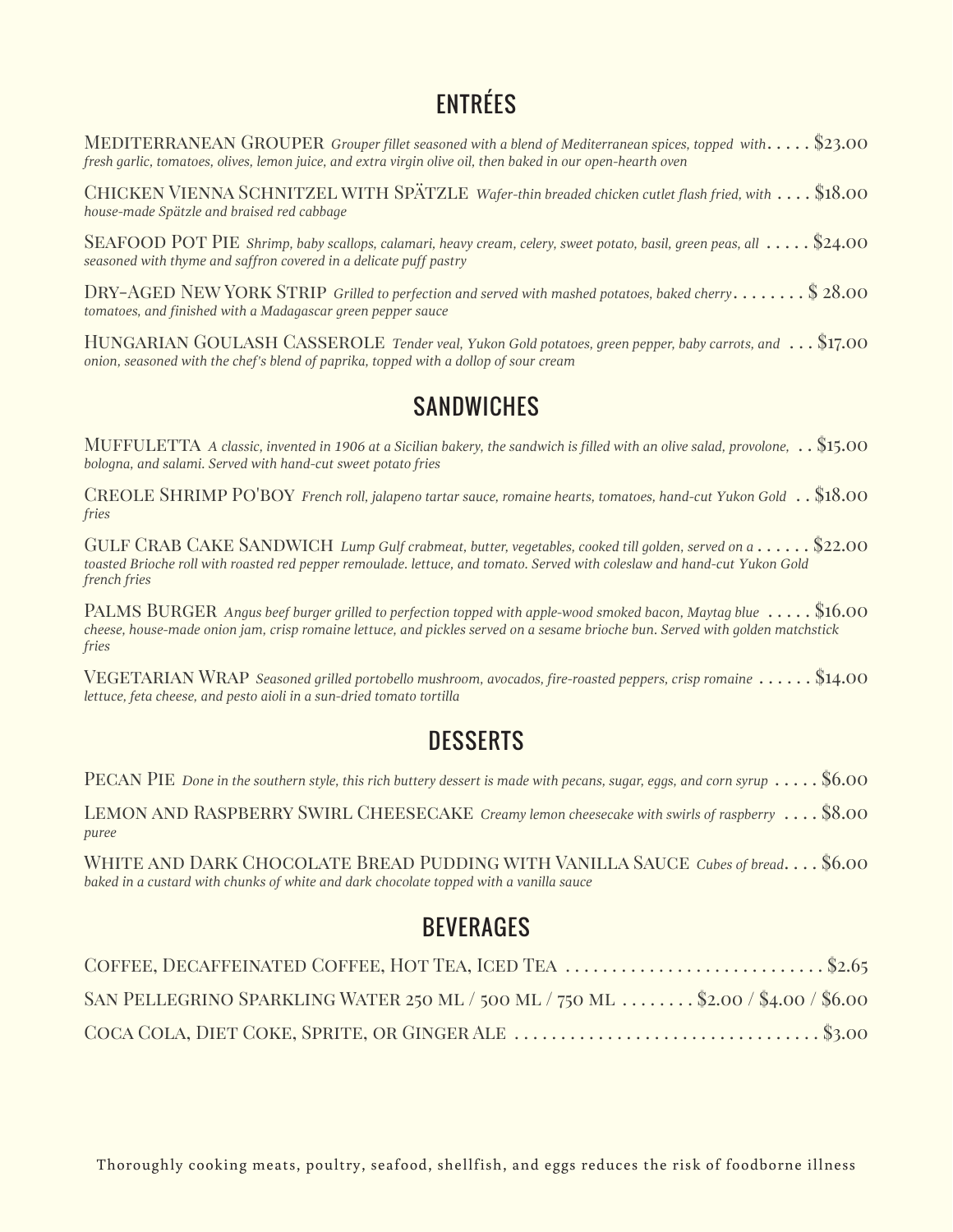## ENTRÉES

**Mediterranean Grouper** *Grouper fillet seasoned with a blend of Mediterranean spices, topped with fresh garlic, tomatoes, olives, lemon juice, and extra virgin olive oil, then baked in our open-hearth oven* ..... $23.00

**Chicken Vienna Schnitzel with Spätzle** *Wafer-thin breaded chicken cutlet flash fried, with house-made Spätzle and braised red cabbage* .... $18.00

**Seafood Pot Pie** *Shrimp, baby scallops, calamari, heavy cream, celery, sweet potato, basil, green peas, all seasoned with thyme and saffron covered in a delicate puff pastry* ..... $24.00

**Dry-Aged New York Strip** *Grilled to perfection and served with mashed potatoes, baked cherry tomatoes, and finished with a Madagascar green pepper sauce* ........ $ 28.00

**Hungarian Goulash Casserole** *Tender veal, Yukon Gold potatoes, green pepper, baby carrots, and onion, seasoned with the chef's blend of paprika, topped with a dollop of sour cream* ... $17.00

## SANDWICHES

**Muffuletta** *A classic, invented in 1906 at a Sicilian bakery, the sandwich is filled with an olive salad, provolone, bologna, and salami. Served with hand-cut sweet potato fries* .. $15.00

**Creole Shrimp Po'boy** *French roll, jalapeno tartar sauce, romaine hearts, tomatoes, hand-cut Yukon Gold fries* .. $18.00

**Gulf Crab Cake Sandwich** *Lump Gulf crabmeat, butter, vegetables, cooked till golden, served on a toasted Brioche roll with roasted red pepper remoulade. lettuce, and tomato. Served with coleslaw and hand-cut Yukon Gold french fries* ...... $22.00

**Palms Burger** *Angus beef burger grilled to perfection topped with apple-wood smoked bacon, Maytag blue cheese, house-made onion jam, crisp romaine lettuce, and pickles served on a sesame brioche bun. Served with golden matchstick fries* ..... $16.00

**Vegetarian Wrap** *Seasoned grilled portobello mushroom, avocados, fire-roasted peppers, crisp romaine lettuce, feta cheese, and pesto aioli in a sun-dried tomato tortilla* ...... $14.00

## DESSERTS

**Pecan Pie** *Done in the southern style, this rich buttery dessert is made with pecans, sugar, eggs, and corn syrup* ..... $6.00

**Lemon and Raspberry Swirl Cheesecake** *Creamy lemon cheesecake with swirls of raspberry puree* .... $8.00

**White and Dark Chocolate Bread Pudding with Vanilla Sauce** *Cubes of bread baked in a custard with chunks of white and dark chocolate topped with a vanilla sauce* .... $6.00

## BEVERAGES

Coffee, Decaffeinated Coffee, Hot Tea, Iced Tea ............................ $2.65

San Pellegrino Sparkling Water 250 ml / 500 ml / 750 ml ........ $2.00 / $4.00 / $6.00

Coca Cola, Diet Coke, Sprite, or Ginger Ale ................................ $3.00

Thoroughly cooking meats, poultry, seafood, shellfish, and eggs reduces the risk of foodborne illness